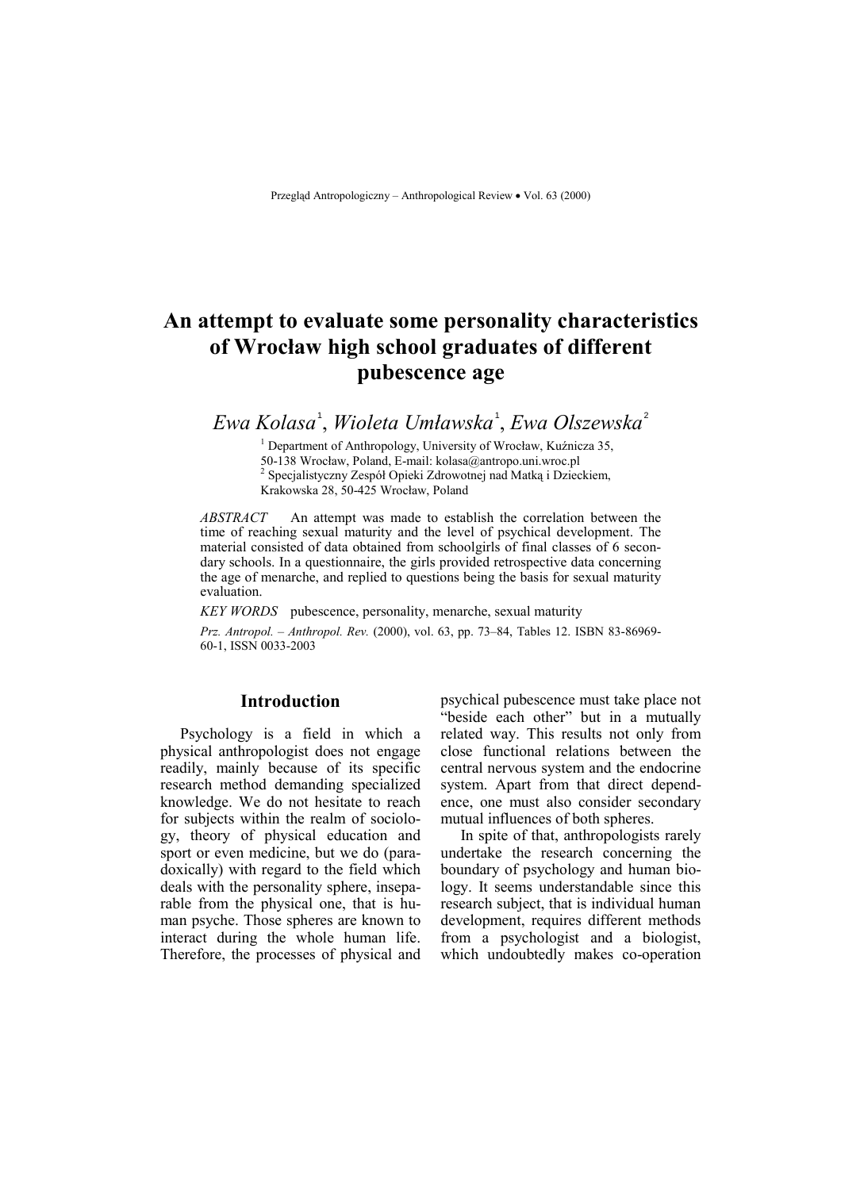# An attempt to evaluate some personality characteristics of Wrocław high school graduates of different pubescence age

*Ewa Kolasa*[1], *Wioleta Umławska*[1], *Ewa Olszewska*[2]

[1] Department of Anthropology, University of Wrocław, Kuźnicza 35, 50-138 Wrocław, Poland, E-mail: kolasa@antropo.uni.wroc.pl
[2] Specjalistyczny Zespół Opieki Zdrowotnej nad Matką i Dzieckiem, Krakowska 28, 50-425 Wrocław, Poland

*ABSTRACT* An attempt was made to establish the correlation between the time of reaching sexual maturity and the level of psychical development. The material consisted of data obtained from schoolgirls of final classes of 6 secondary schools. In a questionnaire, the girls provided retrospective data concerning the age of menarche, and replied to questions being the basis for sexual maturity evaluation.

*KEY WORDS* pubescence, personality, menarche, sexual maturity

*Prz. Antropol. – Anthropol. Rev.* (2000), vol. 63, pp. 73–84, Tables 12. ISBN 83-86969-60-1, ISSN 0033-2003

## Introduction

Psychology is a field in which a physical anthropologist does not engage readily, mainly because of its specific research method demanding specialized knowledge. We do not hesitate to reach for subjects within the realm of sociology, theory of physical education and sport or even medicine, but we do (paradoxically) with regard to the field which deals with the personality sphere, inseparable from the physical one, that is human psyche. Those spheres are known to interact during the whole human life. Therefore, the processes of physical and psychical pubescence must take place not "beside each other" but in a mutually related way. This results not only from close functional relations between the central nervous system and the endocrine system. Apart from that direct dependence, one must also consider secondary mutual influences of both spheres.

In spite of that, anthropologists rarely undertake the research concerning the boundary of psychology and human biology. It seems understandable since this research subject, that is individual human development, requires different methods from a psychologist and a biologist, which undoubtedly makes co-operation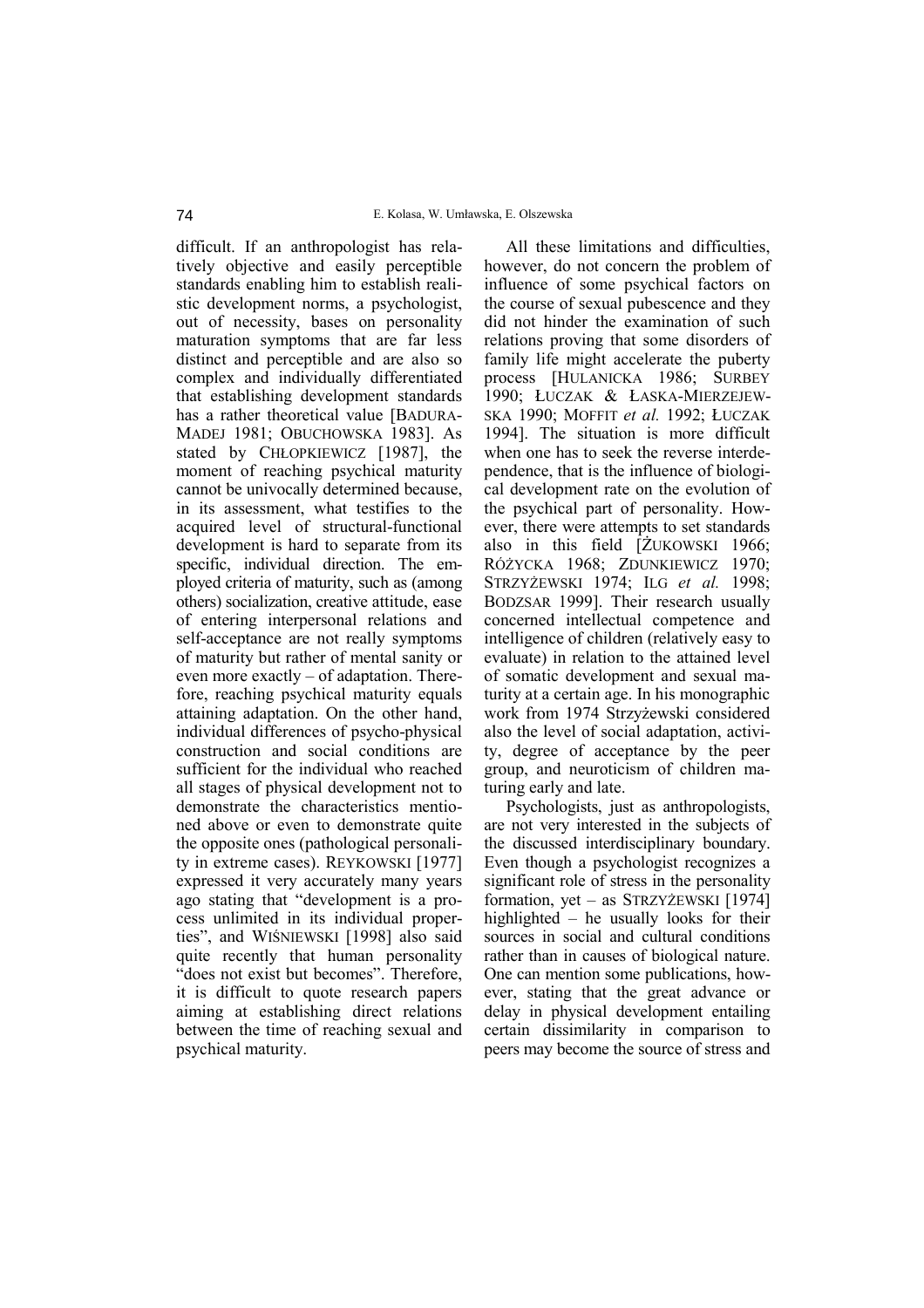difficult. If an anthropologist has relatively objective and easily perceptible standards enabling him to establish realistic development norms, a psychologist, out of necessity, bases on personality maturation symptoms that are far less distinct and perceptible and are also so complex and individually differentiated that establishing development standards has a rather theoretical value [BADURA-MADEJ 1981; OBUCHOWSKA 1983]. As stated by CHŁOPKIEWICZ [1987], the moment of reaching psychical maturity cannot be univocally determined because, in its assessment, what testifies to the acquired level of structural-functional development is hard to separate from its specific, individual direction. The employed criteria of maturity, such as (among others) socialization, creative attitude, ease of entering interpersonal relations and self-acceptance are not really symptoms of maturity but rather of mental sanity or even more exactly – of adaptation. Therefore, reaching psychical maturity equals attaining adaptation. On the other hand, individual differences of psycho-physical construction and social conditions are sufficient for the individual who reached all stages of physical development not to demonstrate the characteristics mentioned above or even to demonstrate quite the opposite ones (pathological personality in extreme cases). REYKOWSKI [1977] expressed it very accurately many years ago stating that "development is a process unlimited in its individual properties", and WIŚNIEWSKI [1998] also said quite recently that human personality "does not exist but becomes". Therefore, it is difficult to quote research papers aiming at establishing direct relations between the time of reaching sexual and psychical maturity.

All these limitations and difficulties, however, do not concern the problem of influence of some psychical factors on the course of sexual pubescence and they did not hinder the examination of such relations proving that some disorders of family life might accelerate the puberty process [HULANICKA 1986; SURBEY 1990; ŁUCZAK & ŁASKA-MIERZEJEWSKA 1990; MOFFIT *et al.* 1992; ŁUCZAK 1994]. The situation is more difficult when one has to seek the reverse interdependence, that is the influence of biological development rate on the evolution of the psychical part of personality. However, there were attempts to set standards also in this field [ŻUKOWSKI 1966; RÓŻYCKA 1968; ZDUNKIEWICZ 1970; STRZYŻEWSKI 1974; ILG *et al.* 1998; BODZSAR 1999]. Their research usually concerned intellectual competence and intelligence of children (relatively easy to evaluate) in relation to the attained level of somatic development and sexual maturity at a certain age. In his monographic work from 1974 Strzyżewski considered also the level of social adaptation, activity, degree of acceptance by the peer group, and neuroticism of children maturing early and late.

Psychologists, just as anthropologists, are not very interested in the subjects of the discussed interdisciplinary boundary. Even though a psychologist recognizes a significant role of stress in the personality formation, yet – as STRZYŻEWSKI [1974] highlighted – he usually looks for their sources in social and cultural conditions rather than in causes of biological nature. One can mention some publications, however, stating that the great advance or delay in physical development entailing certain dissimilarity in comparison to peers may become the source of stress and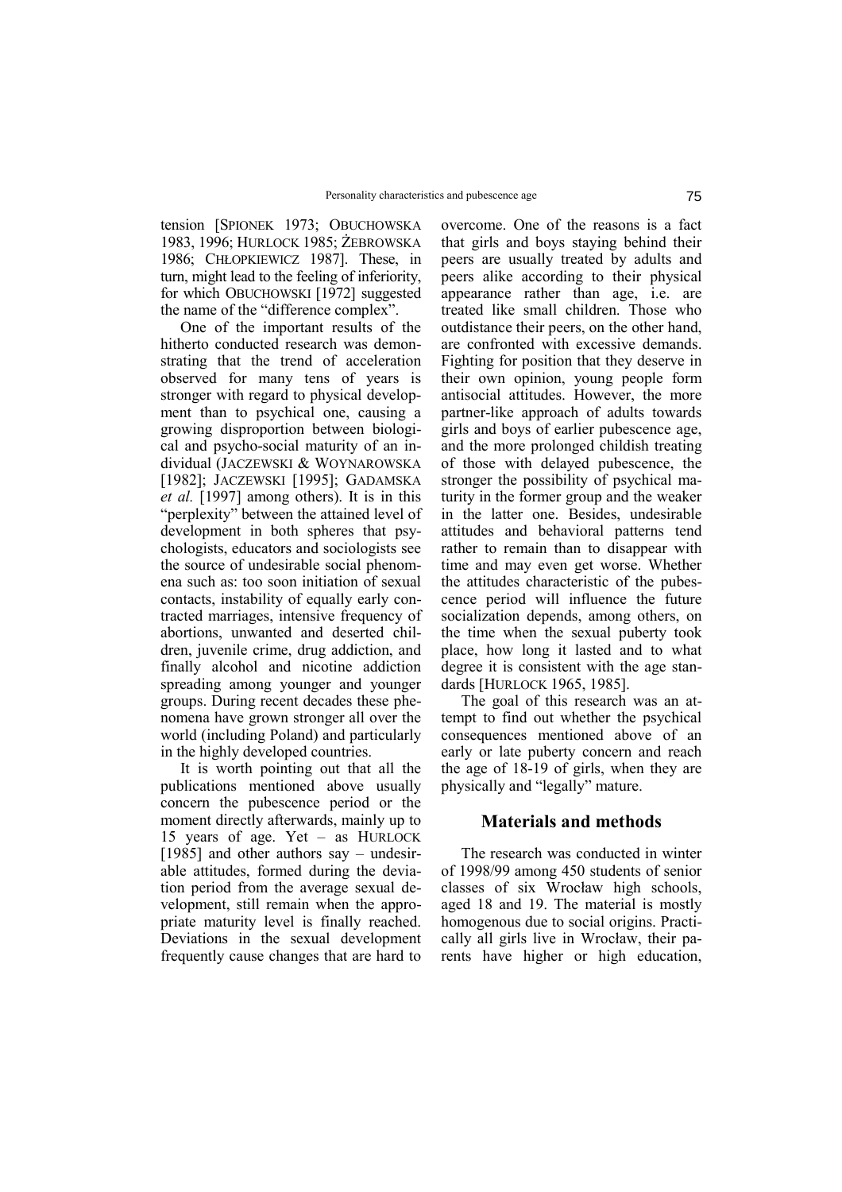tension [SPIONEK 1973; OBUCHOWSKA 1983, 1996; HURLOCK 1985; ŻEBROWSKA 1986; CHŁOPKIEWICZ 1987]. These, in turn, might lead to the feeling of inferiority, for which OBUCHOWSKI [1972] suggested the name of the "difference complex".

One of the important results of the hitherto conducted research was demonstrating that the trend of acceleration observed for many tens of years is stronger with regard to physical development than to psychical one, causing a growing disproportion between biological and psycho-social maturity of an individual (JACZEWSKI & WOYNAROWSKA [1982]; JACZEWSKI [1995]; GADAMSKA *et al.* [1997] among others). It is in this "perplexity" between the attained level of development in both spheres that psychologists, educators and sociologists see the source of undesirable social phenomena such as: too soon initiation of sexual contacts, instability of equally early contracted marriages, intensive frequency of abortions, unwanted and deserted children, juvenile crime, drug addiction, and finally alcohol and nicotine addiction spreading among younger and younger groups. During recent decades these phenomena have grown stronger all over the world (including Poland) and particularly in the highly developed countries.

It is worth pointing out that all the publications mentioned above usually concern the pubescence period or the moment directly afterwards, mainly up to 15 years of age. Yet – as HURLOCK [1985] and other authors say – undesirable attitudes, formed during the deviation period from the average sexual development, still remain when the appropriate maturity level is finally reached. Deviations in the sexual development frequently cause changes that are hard to overcome. One of the reasons is a fact that girls and boys staying behind their peers are usually treated by adults and peers alike according to their physical appearance rather than age, i.e. are treated like small children. Those who outdistance their peers, on the other hand, are confronted with excessive demands. Fighting for position that they deserve in their own opinion, young people form antisocial attitudes. However, the more partner-like approach of adults towards girls and boys of earlier pubescence age, and the more prolonged childish treating of those with delayed pubescence, the stronger the possibility of psychical maturity in the former group and the weaker in the latter one. Besides, undesirable attitudes and behavioral patterns tend rather to remain than to disappear with time and may even get worse. Whether the attitudes characteristic of the pubescence period will influence the future socialization depends, among others, on the time when the sexual puberty took place, how long it lasted and to what degree it is consistent with the age standards [HURLOCK 1965, 1985].

The goal of this research was an attempt to find out whether the psychical consequences mentioned above of an early or late puberty concern and reach the age of 18-19 of girls, when they are physically and "legally" mature.

## Materials and methods

The research was conducted in winter of 1998/99 among 450 students of senior classes of six Wrocław high schools, aged 18 and 19. The material is mostly homogenous due to social origins. Practically all girls live in Wrocław, their parents have higher or high education,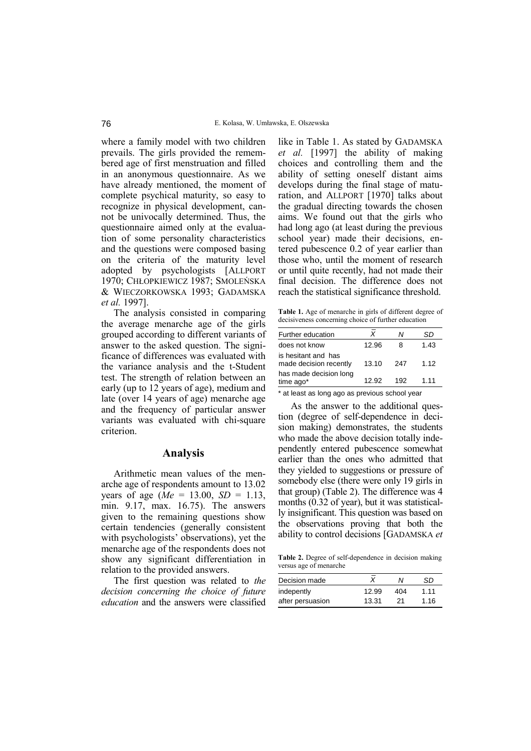where a family model with two children prevails. The girls provided the remembered age of first menstruation and filled in an anonymous questionnaire. As we have already mentioned, the moment of complete psychical maturity, so easy to recognize in physical development, cannot be univocally determined. Thus, the questionnaire aimed only at the evaluation of some personality characteristics and the questions were composed basing on the criteria of the maturity level adopted by psychologists [ALLPORT 1970; CHŁOPKIEWICZ 1987; SMOLEŃSKA & WIECZORKOWSKA 1993; GADAMSKA *et al.* 1997].

The analysis consisted in comparing the average menarche age of the girls grouped according to different variants of answer to the asked question. The significance of differences was evaluated with the variance analysis and the t-Student test. The strength of relation between an early (up to 12 years of age), medium and late (over 14 years of age) menarche age and the frequency of particular answer variants was evaluated with chi-square criterion.

## Analysis

Arithmetic mean values of the menarche age of respondents amount to 13.02 years of age (*Me* = 13.00, *SD* = 1.13, min. 9.17, max. 16.75). The answers given to the remaining questions show certain tendencies (generally consistent with psychologists' observations), yet the menarche age of the respondents does not show any significant differentiation in relation to the provided answers.

The first question was related to *the decision concerning the choice of future education* and the answers were classified like in Table 1. As stated by GADAMSKA *et al.* [1997] the ability of making choices and controlling them and the ability of setting oneself distant aims develops during the final stage of maturation, and ALLPORT [1970] talks about the gradual directing towards the chosen aims. We found out that the girls who had long ago (at least during the previous school year) made their decisions, entered pubescence 0.2 of year earlier than those who, until the moment of research or until quite recently, had not made their final decision. The difference does not reach the statistical significance threshold.

**Table 1.** Age of menarche in girls of different degree of decisiveness concerning choice of further education

| Further education | $\overline{X}$ | *N* | *SD* |
|---|---|---|---|
| does not know | 12.96 | 8 | 1.43 |
| is hesitant and has made decision recently | 13.10 | 247 | 1.12 |
| has made decision long time ago* | 12.92 | 192 | 1.11 |

\* at least as long ago as previous school year

As the answer to the additional question (degree of self-dependence in decision making) demonstrates, the students who made the above decision totally independently entered pubescence somewhat earlier than the ones who admitted that they yielded to suggestions or pressure of somebody else (there were only 19 girls in that group) (Table 2). The difference was 4 months (0.32 of year), but it was statistically insignificant. This question was based on the observations proving that both the ability to control decisions [GADAMSKA *et*

**Table 2.** Degree of self-dependence in decision making versus age of menarche

| Decision made | $\overline{X}$ | *N* | *SD* |
|---|---|---|---|
| indepently | 12.99 | 404 | 1.11 |
| after persuasion | 13.31 | 21 | 1.16 |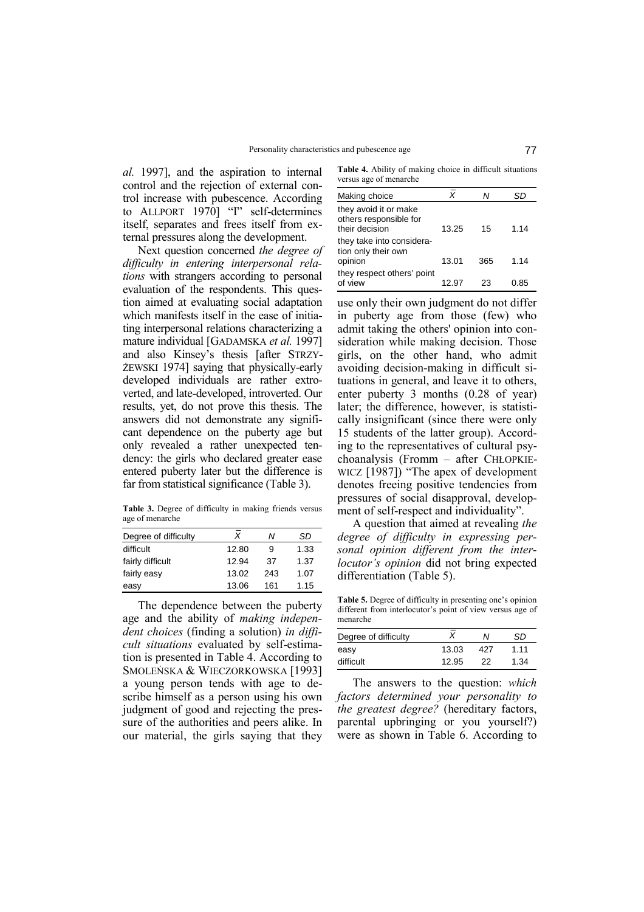*al.* 1997], and the aspiration to internal control and the rejection of external control increase with pubescence. According to ALLPORT 1970] "I" self-determines itself, separates and frees itself from external pressures along the development.

Next question concerned *the degree of difficulty in entering interpersonal relations* with strangers according to personal evaluation of the respondents. This question aimed at evaluating social adaptation which manifests itself in the ease of initiating interpersonal relations characterizing a mature individual [GADAMSKA *et al.* 1997] and also Kinsey's thesis [after STRZYŻEWSKI 1974] saying that physically-early developed individuals are rather extroverted, and late-developed, introverted. Our results, yet, do not prove this thesis. The answers did not demonstrate any significant dependence on the puberty age but only revealed a rather unexpected tendency: the girls who declared greater ease entered puberty later but the difference is far from statistical significance (Table 3).

**Table 3.** Degree of difficulty in making friends versus age of menarche

| Degree of difficulty | $\bar{X}$ | *N* | *SD* |
|---|---|---|---|
| difficult | 12.80 | 9 | 1.33 |
| fairly difficult | 12.94 | 37 | 1.37 |
| fairly easy | 13.02 | 243 | 1.07 |
| easy | 13.06 | 161 | 1.15 |

The dependence between the puberty age and the ability of *making independent choices* (finding a solution) *in difficult situations* evaluated by self-estimation is presented in Table 4. According to SMOLEŃSKA & WIECZORKOWSKA [1993] a young person tends with age to describe himself as a person using his own judgment of good and rejecting the pressure of the authorities and peers alike. In our material, the girls saying that they use only their own judgment do not differ in puberty age from those (few) who admit taking the others' opinion into consideration while making decision. Those girls, on the other hand, who admit avoiding decision-making in difficult situations in general, and leave it to others, enter puberty 3 months (0.28 of year) later; the difference, however, is statistically insignificant (since there were only 15 students of the latter group). According to the representatives of cultural psychoanalysis (Fromm – after CHŁOPKIEWICZ [1987]) "The apex of development denotes freeing positive tendencies from pressures of social disapproval, development of self-respect and individuality".

**Table 4.** Ability of making choice in difficult situations versus age of menarche

| Making choice | $\bar{X}$ | *N* | *SD* |
|---|---|---|---|
| they avoid it or make others responsible for their decision | 13.25 | 15 | 1.14 |
| they take into consideration only their own opinion | 13.01 | 365 | 1.14 |
| they respect others' point of view | 12.97 | 23 | 0.85 |

A question that aimed at revealing *the degree of difficulty in expressing personal opinion different from the interlocutor's opinion* did not bring expected differentiation (Table 5).

**Table 5.** Degree of difficulty in presenting one's opinion different from interlocutor's point of view versus age of menarche

| Degree of difficulty | $\bar{X}$ | *N* | *SD* |
|---|---|---|---|
| easy | 13.03 | 427 | 1.11 |
| difficult | 12.95 | 22 | 1.34 |

The answers to the question: *which factors determined your personality to the greatest degree?* (hereditary factors, parental upbringing or you yourself?) were as shown in Table 6. According to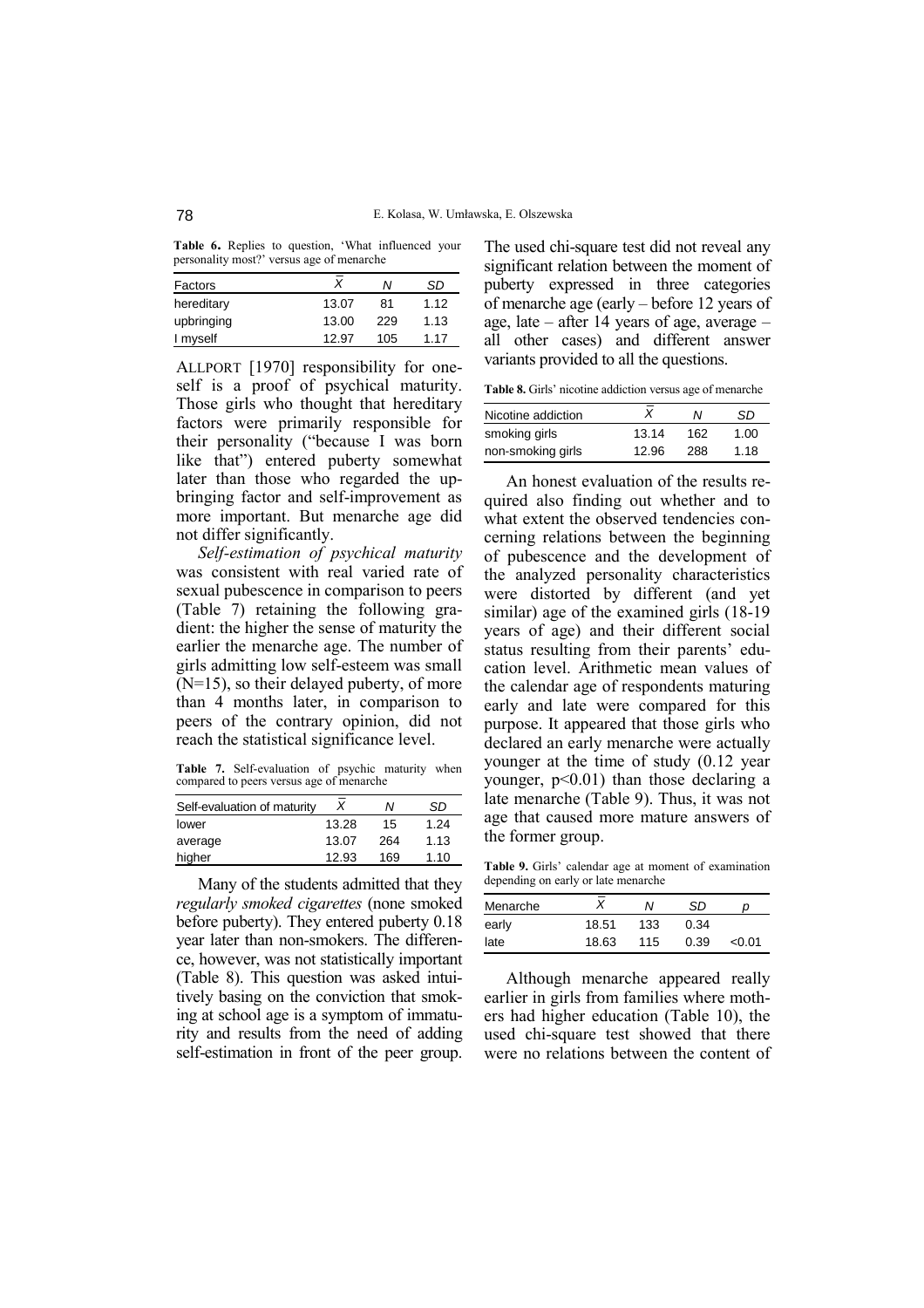**Table 6.** Replies to question, 'What influenced your personality most?' versus age of menarche

| Factors | $\bar{X}$ | N | SD |
|---|---|---|---|
| hereditary | 13.07 | 81 | 1.12 |
| upbringing | 13.00 | 229 | 1.13 |
| I myself | 12.97 | 105 | 1.17 |

ALLPORT [1970] responsibility for oneself is a proof of psychical maturity. Those girls who thought that hereditary factors were primarily responsible for their personality ("because I was born like that") entered puberty somewhat later than those who regarded the upbringing factor and self-improvement as more important. But menarche age did not differ significantly.

*Self-estimation of psychical maturity* was consistent with real varied rate of sexual pubescence in comparison to peers (Table 7) retaining the following gradient: the higher the sense of maturity the earlier the menarche age. The number of girls admitting low self-esteem was small (N=15), so their delayed puberty, of more than 4 months later, in comparison to peers of the contrary opinion, did not reach the statistical significance level.

**Table 7.** Self-evaluation of psychic maturity when compared to peers versus age of menarche

| Self-evaluation of maturity | $\bar{X}$ | N | SD |
|---|---|---|---|
| lower | 13.28 | 15 | 1.24 |
| average | 13.07 | 264 | 1.13 |
| higher | 12.93 | 169 | 1.10 |

Many of the students admitted that they *regularly smoked cigarettes* (none smoked before puberty). They entered puberty 0.18 year later than non-smokers. The difference, however, was not statistically important (Table 8). This question was asked intuitively basing on the conviction that smoking at school age is a symptom of immaturity and results from the need of adding self-estimation in front of the peer group. The used chi-square test did not reveal any significant relation between the moment of puberty expressed in three categories of menarche age (early – before 12 years of age, late – after 14 years of age, average – all other cases) and different answer variants provided to all the questions.

**Table 8.** Girls' nicotine addiction versus age of menarche

| Nicotine addiction | $\bar{X}$ | N | SD |
|---|---|---|---|
| smoking girls | 13.14 | 162 | 1.00 |
| non-smoking girls | 12.96 | 288 | 1.18 |

An honest evaluation of the results required also finding out whether and to what extent the observed tendencies concerning relations between the beginning of pubescence and the development of the analyzed personality characteristics were distorted by different (and yet similar) age of the examined girls (18-19 years of age) and their different social status resulting from their parents' education level. Arithmetic mean values of the calendar age of respondents maturing early and late were compared for this purpose. It appeared that those girls who declared an early menarche were actually younger at the time of study (0.12 year younger, $p<0.01$) than those declaring a late menarche (Table 9). Thus, it was not age that caused more mature answers of the former group.

**Table 9.** Girls' calendar age at moment of examination depending on early or late menarche

| Menarche | $\bar{X}$ | N | SD | p |
|---|---|---|---|---|
| early | 18.51 | 133 | 0.34 | |
| late | 18.63 | 115 | 0.39 | <0.01 |

Although menarche appeared really earlier in girls from families where mothers had higher education (Table 10), the used chi-square test showed that there were no relations between the content of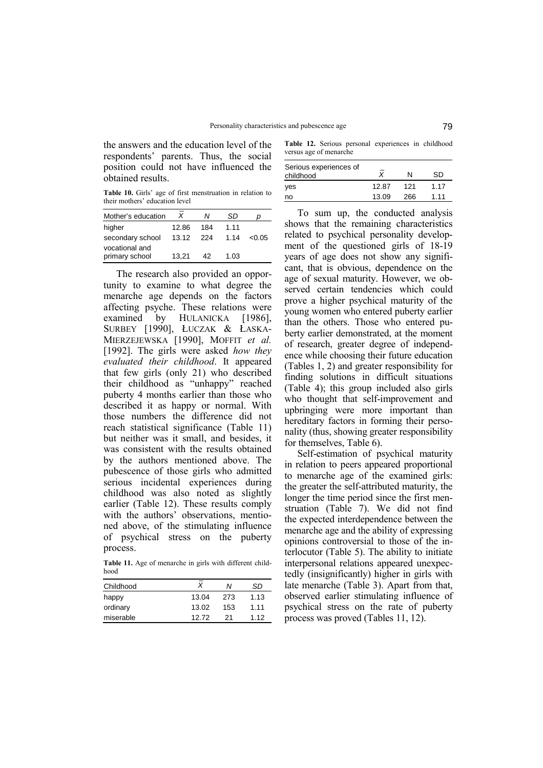the answers and the education level of the respondents' parents. Thus, the social position could not have influenced the obtained results.

**Table 10.** Girls' age of first menstruation in relation to their mothers' education level

| Mother's education | $\bar{X}$ | *N* | *SD* | *p* |
|---|---|---|---|---|
| higher | 12.86 | 184 | 1.11 | |
| secondary school | 13.12 | 224 | 1.14 | <0.05 |
| vocational and primary school | 13,21 | 42 | 1.03 | |

The research also provided an opportunity to examine to what degree the menarche age depends on the factors affecting psyche. These relations were examined by HULANICKA [1986], SURBEY [1990], ŁUCZAK & ŁASKA-MIERZEJEWSKA [1990], MOFFIT *et al.* [1992]. The girls were asked *how they evaluated their childhood*. It appeared that few girls (only 21) who described their childhood as "unhappy" reached puberty 4 months earlier than those who described it as happy or normal. With those numbers the difference did not reach statistical significance (Table 11) but neither was it small, and besides, it was consistent with the results obtained by the authors mentioned above. The pubescence of those girls who admitted serious incidental experiences during childhood was also noted as slightly earlier (Table 12). These results comply with the authors' observations, mentioned above, of the stimulating influence of psychical stress on the puberty process.

**Table 11.** Age of menarche in girls with different childhood

| Childhood | $\bar{X}$ | *N* | *SD* |
|---|---|---|---|
| happy | 13.04 | 273 | 1.13 |
| ordinary | 13.02 | 153 | 1.11 |
| miserable | 12.72 | 21 | 1.12 |

**Table 12.** Serious personal experiences in childhood versus age of menarche

| Serious experiences of childhood | $\bar{X}$ | N | SD |
|---|---|---|---|
| yes | 12.87 | 121 | 1.17 |
| no | 13.09 | 266 | 1.11 |

To sum up, the conducted analysis shows that the remaining characteristics related to psychical personality development of the questioned girls of 18-19 years of age does not show any significant, that is obvious, dependence on the age of sexual maturity. However, we observed certain tendencies which could prove a higher psychical maturity of the young women who entered puberty earlier than the others. Those who entered puberty earlier demonstrated, at the moment of research, greater degree of independence while choosing their future education (Tables 1, 2) and greater responsibility for finding solutions in difficult situations (Table 4); this group included also girls who thought that self-improvement and upbringing were more important than hereditary factors in forming their personality (thus, showing greater responsibility for themselves, Table 6).

Self-estimation of psychical maturity in relation to peers appeared proportional to menarche age of the examined girls: the greater the self-attributed maturity, the longer the time period since the first menstruation (Table 7). We did not find the expected interdependence between the menarche age and the ability of expressing opinions controversial to those of the interlocutor (Table 5). The ability to initiate interpersonal relations appeared unexpectedly (insignificantly) higher in girls with late menarche (Table 3). Apart from that, observed earlier stimulating influence of psychical stress on the rate of puberty process was proved (Tables 11, 12).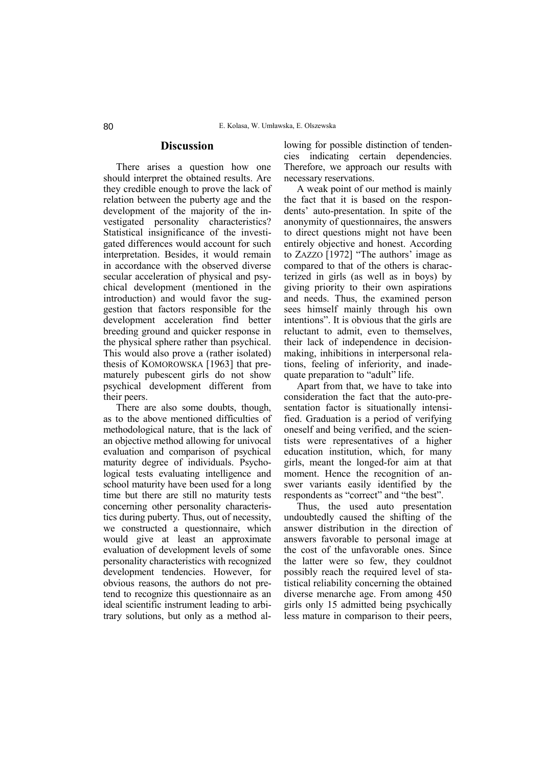## Discussion

There arises a question how one should interpret the obtained results. Are they credible enough to prove the lack of relation between the puberty age and the development of the majority of the investigated personality characteristics? Statistical insignificance of the investigated differences would account for such interpretation. Besides, it would remain in accordance with the observed diverse secular acceleration of physical and psychical development (mentioned in the introduction) and would favor the suggestion that factors responsible for the development acceleration find better breeding ground and quicker response in the physical sphere rather than psychical. This would also prove a (rather isolated) thesis of KOMOROWSKA [1963] that prematurely pubescent girls do not show psychical development different from their peers.

There are also some doubts, though, as to the above mentioned difficulties of methodological nature, that is the lack of an objective method allowing for univocal evaluation and comparison of psychical maturity degree of individuals. Psychological tests evaluating intelligence and school maturity have been used for a long time but there are still no maturity tests concerning other personality characteristics during puberty. Thus, out of necessity, we constructed a questionnaire, which would give at least an approximate evaluation of development levels of some personality characteristics with recognized development tendencies. However, for obvious reasons, the authors do not pretend to recognize this questionnaire as an ideal scientific instrument leading to arbitrary solutions, but only as a method allowing for possible distinction of tendencies indicating certain dependencies. Therefore, we approach our results with necessary reservations.

A weak point of our method is mainly the fact that it is based on the respondents' auto-presentation. In spite of the anonymity of questionnaires, the answers to direct questions might not have been entirely objective and honest. According to ZAZZO [1972] "The authors' image as compared to that of the others is characterized in girls (as well as in boys) by giving priority to their own aspirations and needs. Thus, the examined person sees himself mainly through his own intentions". It is obvious that the girls are reluctant to admit, even to themselves, their lack of independence in decision-making, inhibitions in interpersonal relations, feeling of inferiority, and inadequate preparation to "adult" life.

Apart from that, we have to take into consideration the fact that the auto-presentation factor is situationally intensified. Graduation is a period of verifying oneself and being verified, and the scientists were representatives of a higher education institution, which, for many girls, meant the longed-for aim at that moment. Hence the recognition of answer variants easily identified by the respondents as "correct" and "the best".

Thus, the used auto presentation undoubtedly caused the shifting of the answer distribution in the direction of answers favorable to personal image at the cost of the unfavorable ones. Since the latter were so few, they couldnot possibly reach the required level of statistical reliability concerning the obtained diverse menarche age. From among 450 girls only 15 admitted being psychically less mature in comparison to their peers,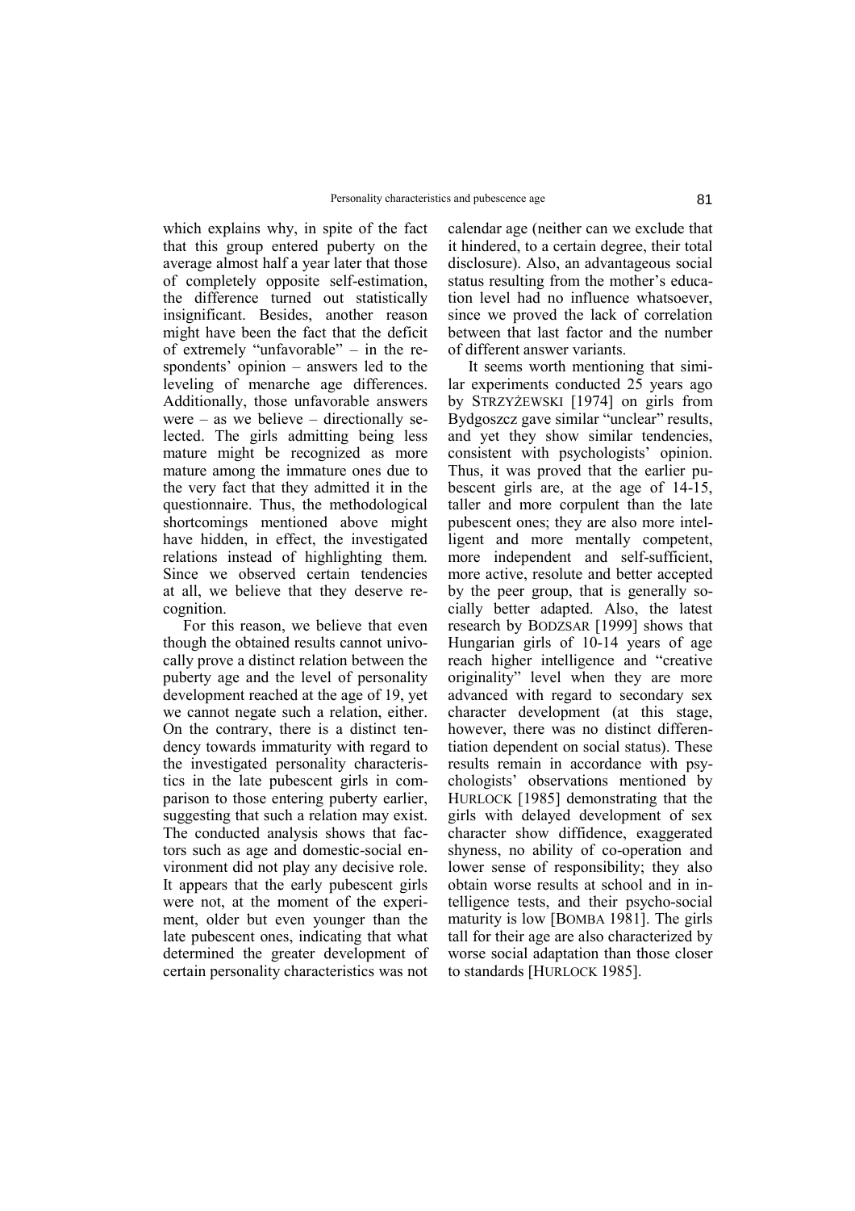which explains why, in spite of the fact that this group entered puberty on the average almost half a year later that those of completely opposite self-estimation, the difference turned out statistically insignificant. Besides, another reason might have been the fact that the deficit of extremely "unfavorable" – in the respondents' opinion – answers led to the leveling of menarche age differences. Additionally, those unfavorable answers were – as we believe – directionally selected. The girls admitting being less mature might be recognized as more mature among the immature ones due to the very fact that they admitted it in the questionnaire. Thus, the methodological shortcomings mentioned above might have hidden, in effect, the investigated relations instead of highlighting them. Since we observed certain tendencies at all, we believe that they deserve recognition.

For this reason, we believe that even though the obtained results cannot univocally prove a distinct relation between the puberty age and the level of personality development reached at the age of 19, yet we cannot negate such a relation, either. On the contrary, there is a distinct tendency towards immaturity with regard to the investigated personality characteristics in the late pubescent girls in comparison to those entering puberty earlier, suggesting that such a relation may exist. The conducted analysis shows that factors such as age and domestic-social environment did not play any decisive role. It appears that the early pubescent girls were not, at the moment of the experiment, older but even younger than the late pubescent ones, indicating that what determined the greater development of certain personality characteristics was not calendar age (neither can we exclude that it hindered, to a certain degree, their total disclosure). Also, an advantageous social status resulting from the mother's education level had no influence whatsoever, since we proved the lack of correlation between that last factor and the number of different answer variants.

It seems worth mentioning that similar experiments conducted 25 years ago by STRZYŻEWSKI [1974] on girls from Bydgoszcz gave similar "unclear" results, and yet they show similar tendencies, consistent with psychologists' opinion. Thus, it was proved that the earlier pubescent girls are, at the age of 14-15, taller and more corpulent than the late pubescent ones; they are also more intelligent and more mentally competent, more independent and self-sufficient, more active, resolute and better accepted by the peer group, that is generally socially better adapted. Also, the latest research by BODZSAR [1999] shows that Hungarian girls of 10-14 years of age reach higher intelligence and "creative originality" level when they are more advanced with regard to secondary sex character development (at this stage, however, there was no distinct differentiation dependent on social status). These results remain in accordance with psychologists' observations mentioned by HURLOCK [1985] demonstrating that the girls with delayed development of sex character show diffidence, exaggerated shyness, no ability of co-operation and lower sense of responsibility; they also obtain worse results at school and in intelligence tests, and their psycho-social maturity is low [BOMBA 1981]. The girls tall for their age are also characterized by worse social adaptation than those closer to standards [HURLOCK 1985].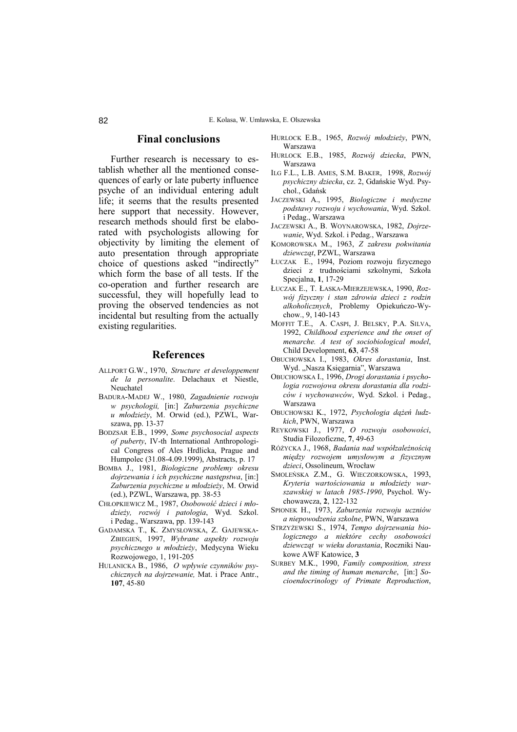## Final conclusions

Further research is necessary to establish whether all the mentioned consequences of early or late puberty influence psyche of an individual entering adult life; it seems that the results presented here support that necessity. However, research methods should first be elaborated with psychologists allowing for objectivity by limiting the element of auto presentation through appropriate choice of questions asked "indirectly" which form the base of all tests. If the co-operation and further research are successful, they will hopefully lead to proving the observed tendencies as not incidental but resulting from the actually existing regularities.

## References

ALLPORT G.W., 1970, *Structure et developpement de la personalite*. Delachaux et Niestle, Neuchatel

BADURA-MADEJ W., 1980, *Zagadnienie rozwoju w psychologii,* [in:] *Zaburzenia psychiczne u młodzieży*, M. Orwid (ed.), PZWL, Warszawa, pp. 13-37

BODZSAR E.B., 1999, *Some psychosocial aspects of puberty*, IV-th International Anthropological Congress of Ales Hrdlicka, Prague and Humpolec (31.08-4.09.1999), Abstracts, p. 17

BOMBA J., 1981, *Biologiczne problemy okresu dojrzewania i ich psychiczne następstwa*, [in:] *Zaburzenia psychiczne u młodzieży*, M. Orwid (ed.), PZWL, Warszawa, pp. 38-53

CHŁOPKIEWICZ M., 1987, *Osobowość dzieci i młodzieży, rozwój i patologia*, Wyd. Szkol. i Pedag., Warszawa, pp. 139-143

GADAMSKA T., K. ZMYSŁOWSKA, Z. GAJEWSKA-ZBIEGIEŃ, 1997, *Wybrane aspekty rozwoju psychicznego u młodzieży*, Medycyna Wieku Rozwojowego, 1, 191-205

HULANICKA B., 1986, *O wpływie czynników psychicznych na dojrzewanie,* Mat. i Prace Antr., **107**, 45-80

HURLOCK E.B., 1965, *Rozwój młodzieży*, PWN, Warszawa

HURLOCK E.B., 1985, *Rozwój dziecka*, PWN, Warszawa

ILG F.L., L.B. AMES, S.M. BAKER, 1998, *Rozwój psychiczny dziecka*, cz. 2, Gdańskie Wyd. Psychol., Gdańsk

JACZEWSKI A., 1995, *Biologiczne i medyczne podstawy rozwoju i wychowania*, Wyd. Szkol. i Pedag., Warszawa

JACZEWSKI A., B. WOYNAROWSKA, 1982, *Dojrzewanie*, Wyd. Szkol. i Pedag., Warszawa

KOMOROWSKA M., 1963, *Z zakresu pokwitania dziewcząt*, PZWL, Warszawa

ŁUCZAK E., 1994, Poziom rozwoju fizycznego dzieci z trudnościami szkolnymi, Szkoła Specjalna, **1**, 17-29

ŁUCZAK E., T. ŁASKA-MIERZEJEWSKA, 1990, *Rozwój fizyczny i stan zdrowia dzieci z rodzin alkoholicznych*, Problemy Opiekuńczo-Wychow., 9, 140-143

MOFFIT T.E., A. CASPI, J. BELSKY, P.A. SILVA, 1992, *Childhood experience and the onset of menarche. A test of sociobiological model*, Child Development, **63**, 47-58

OBUCHOWSKA I., 1983, *Okres dorastania*, Inst. Wyd. „Nasza Księgarnia", Warszawa

OBUCHOWSKA I., 1996, *Drogi dorastania i psychologia rozwojowa okresu dorastania dla rodziców i wychowawców*, Wyd. Szkol. i Pedag., Warszawa

OBUCHOWSKI K., 1972, *Psychologia dążeń ludzkich*, PWN, Warszawa

REYKOWSKI J., 1977, *O rozwoju osobowości*, Studia Filozoficzne, **7**, 49-63

RÓŻYCKA J., 1968, *Badania nad współzależnością między rozwojem umysłowym a fizycznym dzieci*, Ossolineum, Wrocław

SMOLEŃSKA Z.M., G. WIECZORKOWSKA, 1993, *Kryteria wartościowania u młodzieży warszawskiej w latach 1985-1990*, Psychol. Wychowawcza, **2**, 122-132

SPIONEK H., 1973, *Zaburzenia rozwoju uczniów a niepowodzenia szkolne*, PWN, Warszawa

STRZYŻEWSKI S., 1974, *Tempo dojrzewania biologicznego a niektóre cechy osobowości dziewcząt w wieku dorastania*, Roczniki Naukowe AWF Katowice, **3**

SURBEY M.K., 1990, *Family composition, stress and the timing of human menarche*, [in:] *Socioendocrinology of Primate Reproduction*,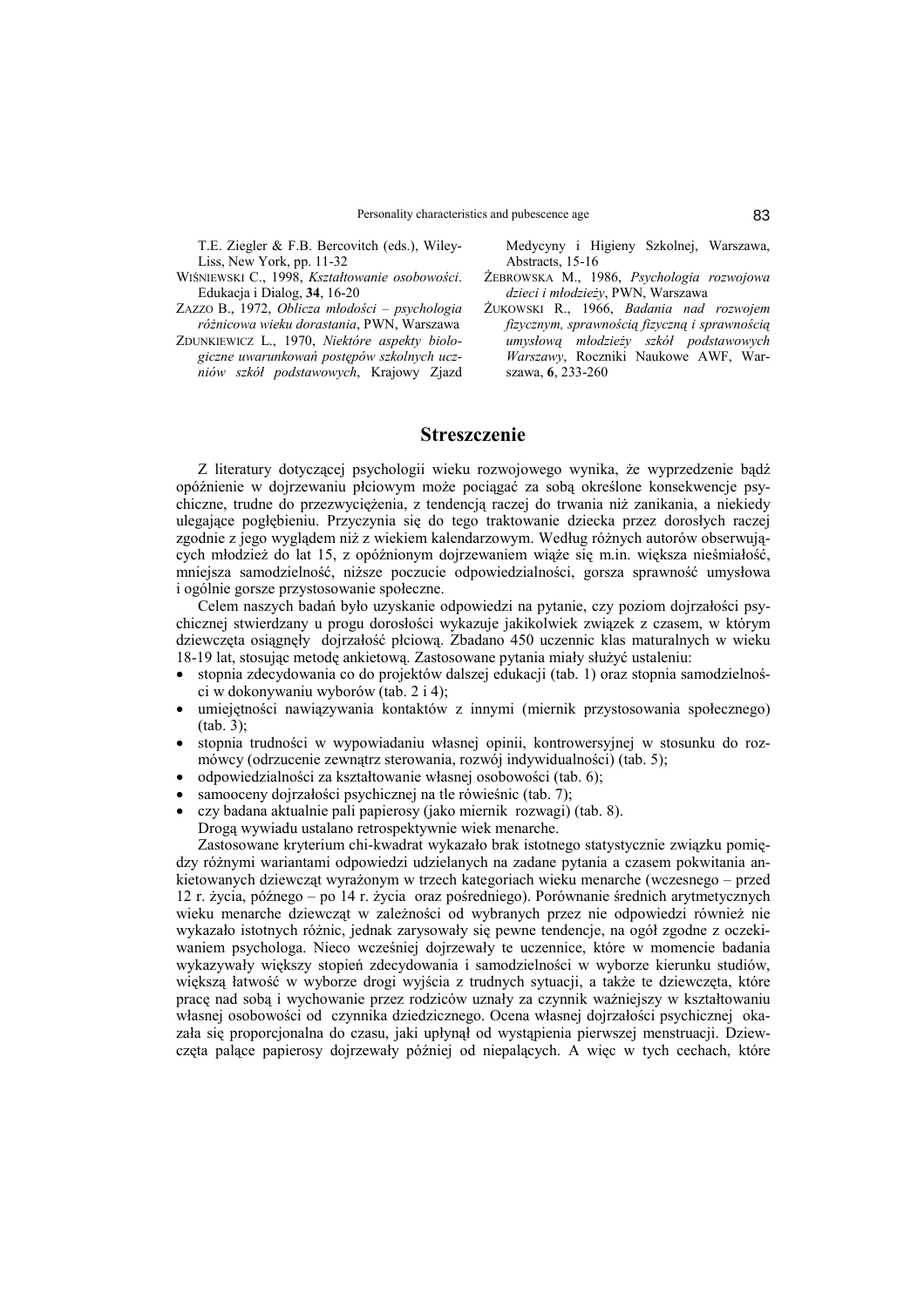T.E. Ziegler & F.B. Bercovitch (eds.), Wiley-Liss, New York, pp. 11-32

WIŚNIEWSKI C., 1998, *Kształtowanie osobowości*. Edukacja i Dialog, **34**, 16-20

ZAZZO B., 1972, *Oblicza młodości – psychologia różnicowa wieku dorastania*, PWN, Warszawa

ZDUNKIEWICZ L., 1970, *Niektóre aspekty biologiczne uwarunkowań postępów szkolnych uczniów szkół podstawowych*, Krajowy Zjazd Medycyny i Higieny Szkolnej, Warszawa, Abstracts, 15-16

ŻEBROWSKA M., 1986, *Psychologia rozwojowa dzieci i młodzieży*, PWN, Warszawa

ŻUKOWSKI R., 1966, *Badania nad rozwojem fizycznym, sprawnością fizyczną i sprawnością umysłową młodzieży szkół podstawowych Warszawy*, Roczniki Naukowe AWF, Warszawa, **6**, 233-260

## Streszczenie

Z literatury dotyczącej psychologii wieku rozwojowego wynika, że wyprzedzenie bądź opóźnienie w dojrzewaniu płciowym może pociągać za sobą określone konsekwencje psychiczne, trudne do przezwyciężenia, z tendencją raczej do trwania niż zanikania, a niekiedy ulegające pogłębieniu. Przyczynia się do tego traktowanie dziecka przez dorosłych raczej zgodnie z jego wyglądem niż z wiekiem kalendarzowym. Według różnych autorów obserwujących młodzież do lat 15, z opóźnionym dojrzewaniem wiąże się m.in. większa nieśmiałość, mniejsza samodzielność, niższe poczucie odpowiedzialności, gorsza sprawność umysłowa i ogólnie gorsze przystosowanie społeczne.

Celem naszych badań było uzyskanie odpowiedzi na pytanie, czy poziom dojrzałości psychicznej stwierdzany u progu dorosłości wykazuje jakikolwiek związek z czasem, w którym dziewczęta osiągnęły dojrzałość płciową. Zbadano 450 uczennic klas maturalnych w wieku 18-19 lat, stosując metodę ankietową. Zastosowane pytania miały służyć ustaleniu:

- stopnia zdecydowania co do projektów dalszej edukacji (tab. 1) oraz stopnia samodzielności w dokonywaniu wyborów (tab. 2 i 4);
- umiejętności nawiązywania kontaktów z innymi (miernik przystosowania społecznego) (tab. 3);
- stopnia trudności w wypowiadaniu własnej opinii, kontrowersyjnej w stosunku do rozmówcy (odrzucenie zewnątrz sterowania, rozwój indywidualności) (tab. 5);
- odpowiedzialności za kształtowanie własnej osobowości (tab. 6);
- samooceny dojrzałości psychicznej na tle rówieśnic (tab. 7);
- czy badana aktualnie pali papierosy (jako miernik rozwagi) (tab. 8).

Drogą wywiadu ustalano retrospektywnie wiek menarche.

Zastosowane kryterium chi-kwadrat wykazało brak istotnego statystycznie związku pomiędzy różnymi wariantami odpowiedzi udzielanych na zadane pytania a czasem pokwitania ankietowanych dziewcząt wyrażonym w trzech kategoriach wieku menarche (wczesnego – przed 12 r. życia, późnego – po 14 r. życia oraz pośredniego). Porównanie średnich arytmetycznych wieku menarche dziewcząt w zależności od wybranych przez nie odpowiedzi również nie wykazało istotnych różnic, jednak zarysowały się pewne tendencje, na ogół zgodne z oczekiwaniem psychologa. Nieco wcześniej dojrzewały te uczennice, które w momencie badania wykazywały większy stopień zdecydowania i samodzielności w wyborze kierunku studiów, większą łatwość w wyborze drogi wyjścia z trudnych sytuacji, a także te dziewczęta, które pracę nad sobą i wychowanie przez rodziców uznały za czynnik ważniejszy w kształtowaniu własnej osobowości od czynnika dziedzicznego. Ocena własnej dojrzałości psychicznej okazała się proporcjonalna do czasu, jaki upłynął od wystąpienia pierwszej menstruacji. Dziewczęta palące papierosy dojrzewały później od niepalących. A więc w tych cechach, które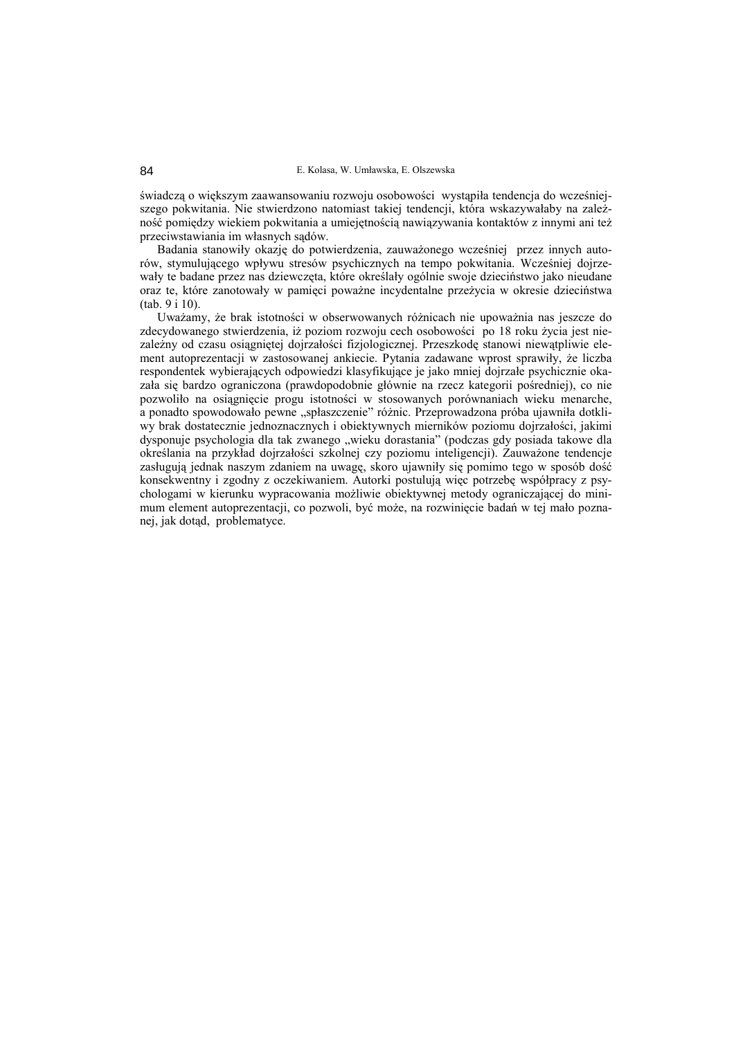świadczą o większym zaawansowaniu rozwoju osobowości wystąpiła tendencja do wcześniejszego pokwitania. Nie stwierdzono natomiast takiej tendencji, która wskazywałaby na zależność pomiędzy wiekiem pokwitania a umiejętnością nawiązywania kontaktów z innymi ani też przeciwstawiania im własnych sądów.

Badania stanowiły okazję do potwierdzenia, zauważonego wcześniej przez innych autorów, stymulującego wpływu stresów psychicznych na tempo pokwitania. Wcześniej dojrzewały te badane przez nas dziewczęta, które określały ogólnie swoje dzieciństwo jako nieudane oraz te, które zanotowały w pamięci poważne incydentalne przeżycia w okresie dzieciństwa (tab. 9 i 10).

Uważamy, że brak istotności w obserwowanych różnicach nie upoważnia nas jeszcze do zdecydowanego stwierdzenia, iż poziom rozwoju cech osobowości po 18 roku życia jest niezależny od czasu osiągniętej dojrzałości fizjologicznej. Przeszkodę stanowi niewątpliwie element autoprezentacji w zastosowanej ankiecie. Pytania zadawane wprost sprawiły, że liczba respondentek wybierających odpowiedzi klasyfikujące je jako mniej dojrzałe psychicznie okazała się bardzo ograniczona (prawdopodobnie głównie na rzecz kategorii pośredniej), co nie pozwoliło na osiągnięcie progu istotności w stosowanych porównaniach wieku menarche, a ponadto spowodowało pewne „spłaszczenie" różnic. Przeprowadzona próba ujawniła dotkliwy brak dostatecznie jednoznacznych i obiektywnych mierników poziomu dojrzałości, jakimi dysponuje psychologia dla tak zwanego „wieku dorastania" (podczas gdy posiada takowe dla określania na przykład dojrzałości szkolnej czy poziomu inteligencji). Zauważone tendencje zasługują jednak naszym zdaniem na uwagę, skoro ujawniły się pomimo tego w sposób dość konsekwentny i zgodny z oczekiwaniem. Autorki postulują więc potrzebę współpracy z psychologami w kierunku wypracowania możliwie obiektywnej metody ograniczającej do minimum element autoprezentacji, co pozwoli, być może, na rozwinięcie badań w tej mało poznanej, jak dotąd, problematyce.